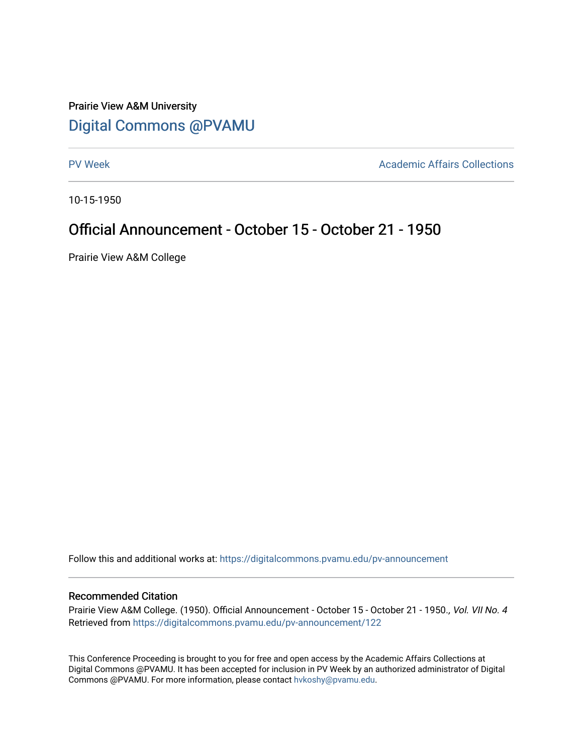Prairie View A&M University

# Digital Commons @PVAMU

PV Week | Academic Affairs Collections

10-15-1950

# Official Announcement - October 15 - October 21 - 1950

Prairie View A&M College

Follow this and additional works at: https://digitalcommons.pvamu.edu/pv-announcement

## Recommended Citation

Prairie View A&M College. (1950). Official Announcement - October 15 - October 21 - 1950., *Vol. VII No. 4*
Retrieved from https://digitalcommons.pvamu.edu/pv-announcement/122

This Conference Proceeding is brought to you for free and open access by the Academic Affairs Collections at Digital Commons @PVAMU. It has been accepted for inclusion in PV Week by an authorized administrator of Digital Commons @PVAMU. For more information, please contact hvkoshy@pvamu.edu.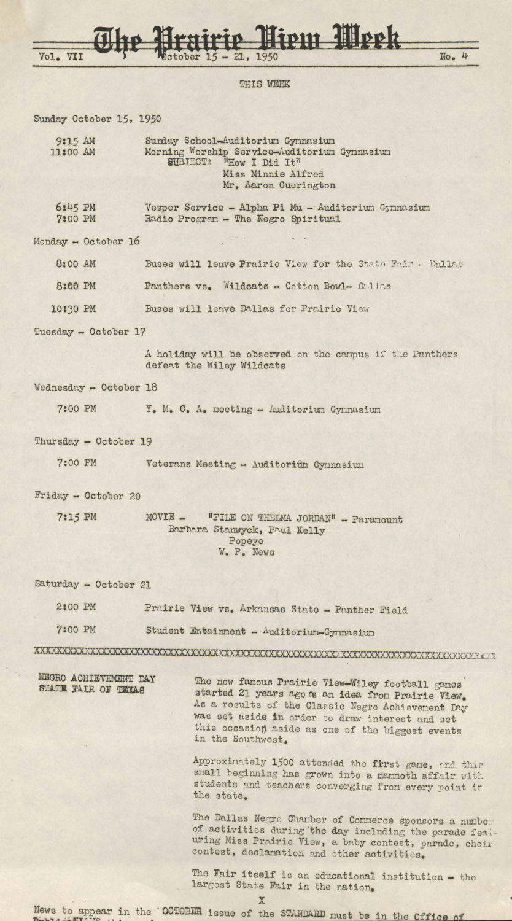# The Prairie View Week

Vol. VII — October 15 - 21, 1950 — No. 4

## THIS WEEK

**Sunday October 15, 1950**

| | |
|---|---|
| 9:15 AM | Sunday School-Auditorium Gymnasium |
| 11:00 AM | Morning Worship Service-Auditorium Gymnasium<br>SUBJECT: "How I Did It"<br>Miss Minnie Alfred<br>Mr. Aaron Cuerington |
| 6:45 PM | Vesper Service - Alpha Pi Mu - Auditorium Gymnasium |
| 7:00 PM | Radio Program - The Negro Spiritual |

**Monday - October 16**

| | |
|---|---|
| 8:00 AM | Buses will leave Prairie View for the State Fair - Dallas |
| 8:00 PM | Panthers vs. Wildcats - Cotton Bowl- Dallas |
| 10:30 PM | Buses will leave Dallas for Prairie View |

**Tuesday - October 17**

A holiday will be observed on the campus if the Panthers defeat the Wiley Wildcats

**Wednesday - October 18**

| | |
|---|---|
| 7:00 PM | Y. M. C. A. meeting - Auditorium Gymnasium |

**Thursday - October 19**

| | |
|---|---|
| 7:00 PM | Veterans Meeting - Auditorium Gymnasium |

**Friday - October 20**

| | |
|---|---|
| 7:15 PM | MOVIE - "FILE ON THELMA JORDAN" - Paramount<br>Barbara Stanwyck, Paul Kelly<br>Popeye<br>W. P. News |

**Saturday - October 21**

| | |
|---|---|
| 2:00 PM | Prairie View vs. Arkansas State - Panther Field |
| 7:00 PM | Student Entainment - Auditorium-Gymnasium |

XXXXXXXXXXXXXXXXXXXXXXXXXXXXXXXXXXXXXXXXXXXXXXXXXXXXXXXXXXXXXXXXXXXXXXXXXXXXXXXX

**NEGRO ACHIEVEMENT DAY STATE FAIR OF TEXAS**

The now famous Prairie View-Wiley football games started 21 years ago as an idea from Prairie View. As a results of the Classic Negro Achievement Day was set aside in order to draw interest and set this occasion aside as one of the biggest events in the Southwest.

Approximately 1500 attended the first game, and this small beginning has grown into a mammoth affair with students and teachers converging from every point in the state.

The Dallas Negro Chamber of Commerce sponsors a number of activities during the day including the parade featuring Miss Prairie View, a baby contest, parade, choir contest, declamation and other activities.

The Fair itself is an educational institution - the largest State Fair in the nation.

X

News to appear in the OCTOBER issue of the STANDARD must be in the Office of